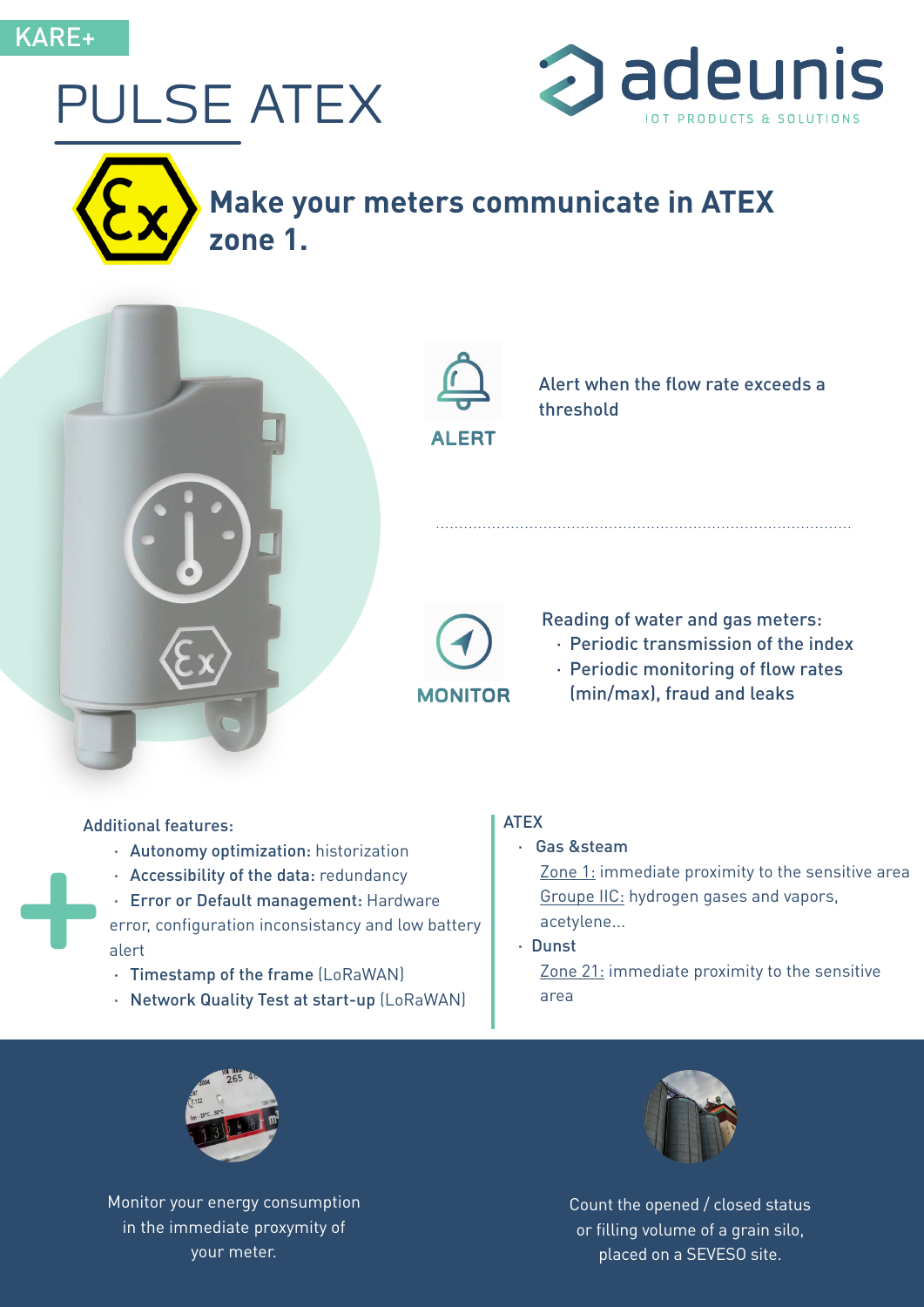KARE+

# PULSE ATEX

adeunis

IOT PRODUCTS & SOLUTIONS

## Make your meters communicate in ATEX zone 1.

**ALERT**

Alert when the flow rate exceeds a threshold

**MONITOR**

Reading of water and gas meters:

- Periodic transmission of the index
- Periodic monitoring of flow rates (min/max), fraud and leaks

Additional features:

- **Autonomy optimization:** historization
- **Accessibility of the data:** redundancy
- **Error or Default management:** Hardware error, configuration inconsistancy and low battery alert
- **Timestamp of the frame** (LoRaWAN)
- **Network Quality Test at start-up** (LoRaWAN)

ATEX

- Gas &steam
  - Zone 1: immediate proximity to the sensitive area
  - Groupe IIC: hydrogen gases and vapors, acetylene...
- Dunst
  - Zone 21: immediate proximity to the sensitive area

Monitor your energy consumption in the immediate proxymity of your meter.

Count the opened / closed status or filling volume of a grain silo, placed on a SEVESO site.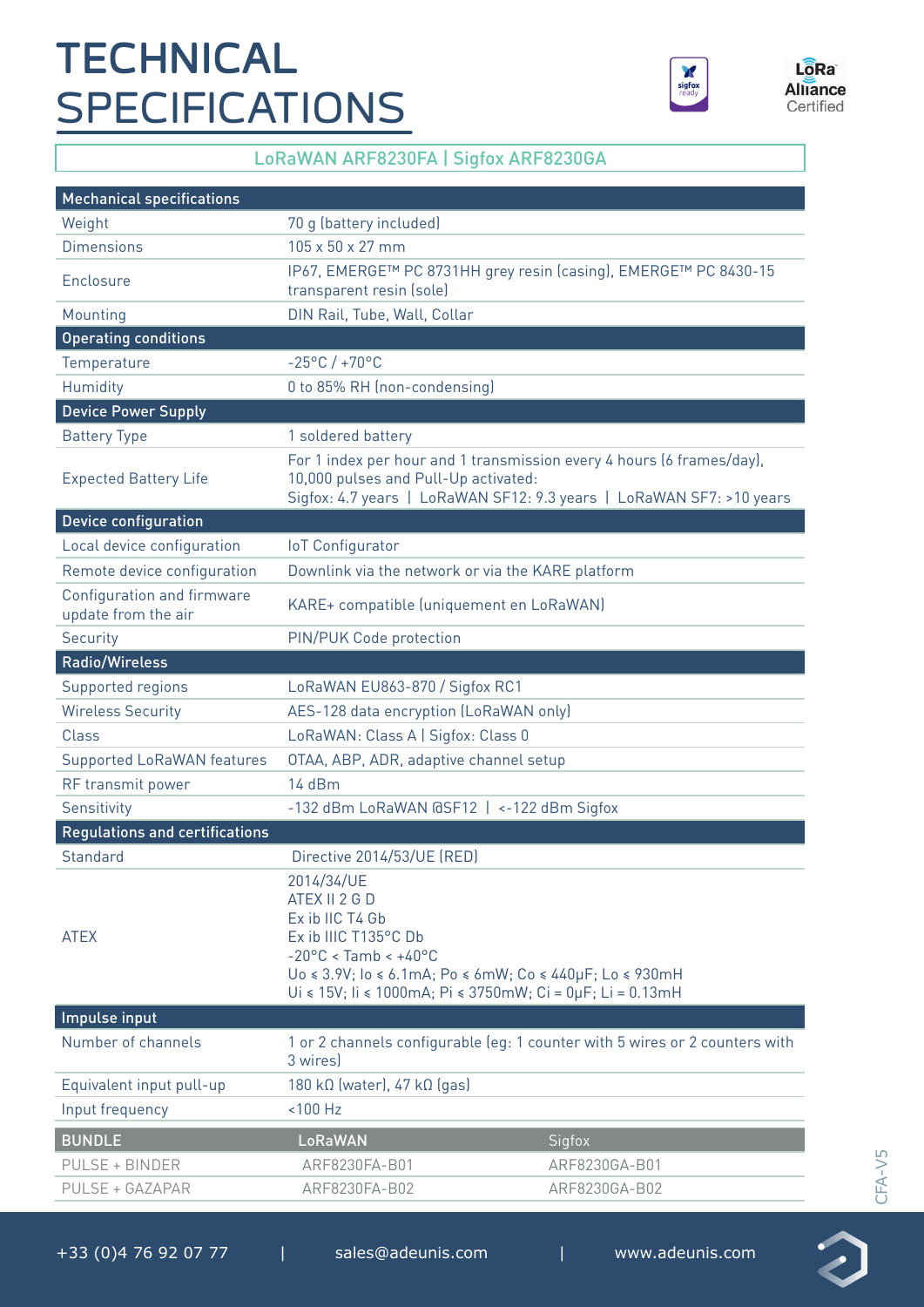# TECHNICAL SPECIFICATIONS

LoRaWAN ARF8230FA | Sigfox ARF8230GA

| | |
|---|---|
| **Mechanical specifications** | |
| Weight | 70 g (battery included) |
| Dimensions | 105 x 50 x 27 mm |
| Enclosure | IP67, EMERGE™ PC 8731HH grey resin (casing), EMERGE™ PC 8430-15 transparent resin (sole) |
| Mounting | DIN Rail, Tube, Wall, Collar |
| **Operating conditions** | |
| Temperature | -25°C / +70°C |
| Humidity | 0 to 85% RH (non-condensing) |
| **Device Power Supply** | |
| Battery Type | 1 soldered battery |
| Expected Battery Life | For 1 index per hour and 1 transmission every 4 hours (6 frames/day), 10,000 pulses and Pull-Up activated:<br>Sigfox: 4.7 years \| LoRaWAN SF12: 9.3 years \| LoRaWAN SF7: >10 years |
| **Device configuration** | |
| Local device configuration | IoT Configurator |
| Remote device configuration | Downlink via the network or via the KARE platform |
| Configuration and firmware update from the air | KARE+ compatible (uniquement en LoRaWAN) |
| Security | PIN/PUK Code protection |
| **Radio/Wireless** | |
| Supported regions | LoRaWAN EU863-870 / Sigfox RC1 |
| Wireless Security | AES-128 data encryption (LoRaWAN only) |
| Class | LoRaWAN: Class A \| Sigfox: Class 0 |
| Supported LoRaWAN features | OTAA, ABP, ADR, adaptive channel setup |
| RF transmit power | 14 dBm |
| Sensitivity | -132 dBm LoRaWAN @SF12 \| <-122 dBm Sigfox |
| **Regulations and certifications** | |
| Standard | Directive 2014/53/UE (RED) |
| ATEX | 2014/34/UE<br>ATEX II 2 G D<br>Ex ib IIC T4 Gb<br>Ex ib IIIC T135°C Db<br>-20°C < Tamb < +40°C<br>Uo ≤ 3.9V; Io ≤ 6.1mA; Po ≤ 6mW; Co ≤ 440µF; Lo ≤ 930mH<br>Ui ≤ 15V; Ii ≤ 1000mA; Pi ≤ 3750mW; Ci = 0µF; Li = 0.13mH |
| **Impulse input** | |
| Number of channels | 1 or 2 channels configurable (eg: 1 counter with 5 wires or 2 counters with 3 wires) |
| Equivalent input pull-up | 180 kΩ (water), 47 kΩ (gas) |
| Input frequency | <100 Hz |

| BUNDLE | LoRaWAN | Sigfox |
|---|---|---|
| PULSE + BINDER | ARF8230FA-B01 | ARF8230GA-B01 |
| PULSE + GAZAPAR | ARF8230FA-B02 | ARF8230GA-B02 |

CFA-V5

+33 (0)4 76 92 07 77 | sales@adeunis.com | www.adeunis.com